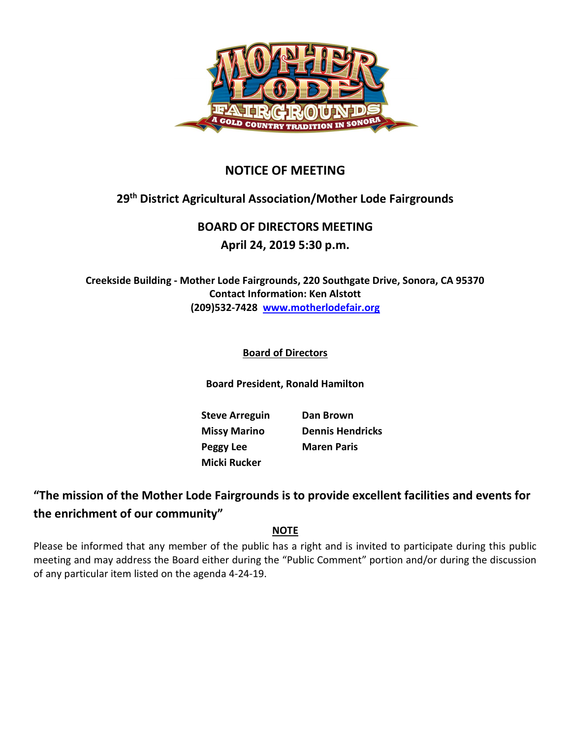# NOTICE OF MEETING

## 29th District Agricultural Association/Mother Lode Fairgrounds

## BOARD OF DIRECTORS MEETING

## April 24, 2019 5:30 p.m.

**Creekside Building - Mother Lode Fairgrounds, 220 Southgate Drive, Sonora, CA 95370**
**Contact Information: Ken Alstott**
**(209)532-7428 [www.motherlodefair.org](http://www.motherlodefair.org)**

**Board of Directors**

**Board President, Ronald Hamilton**

| | |
|---|---|
| **Steve Arreguin** | **Dan Brown** |
| **Missy Marino** | **Dennis Hendricks** |
| **Peggy Lee** | **Maren Paris** |
| **Micki Rucker** | |

### "The mission of the Mother Lode Fairgrounds is to provide excellent facilities and events for the enrichment of our community"

**NOTE**

Please be informed that any member of the public has a right and is invited to participate during this public meeting and may address the Board either during the "Public Comment" portion and/or during the discussion of any particular item listed on the agenda 4-24-19.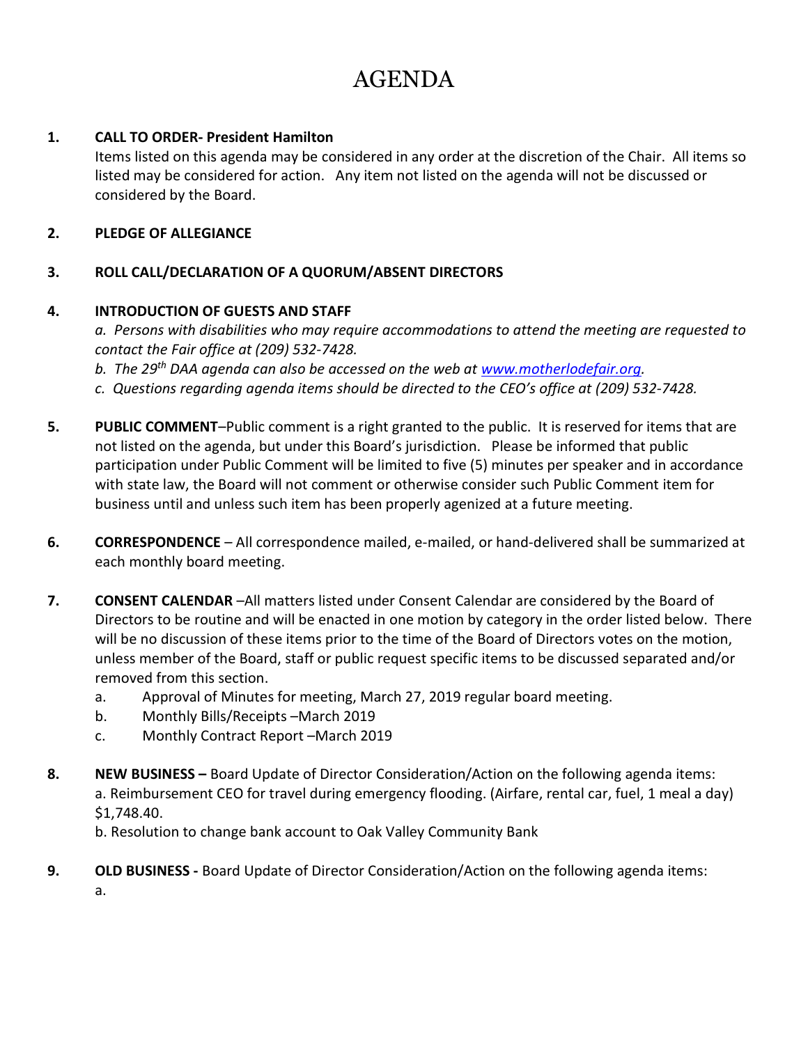# AGENDA

1. **CALL TO ORDER- President Hamilton**
   Items listed on this agenda may be considered in any order at the discretion of the Chair. All items so listed may be considered for action. Any item not listed on the agenda will not be discussed or considered by the Board.

2. **PLEDGE OF ALLEGIANCE**

3. **ROLL CALL/DECLARATION OF A QUORUM/ABSENT DIRECTORS**

4. **INTRODUCTION OF GUESTS AND STAFF**
   *a. Persons with disabilities who may require accommodations to attend the meeting are requested to contact the Fair office at (209) 532-7428.*
   *b. The 29th DAA agenda can also be accessed on the web at [www.motherlodefair.org](http://www.motherlodefair.org).*
   *c. Questions regarding agenda items should be directed to the CEO's office at (209) 532-7428.*

5. **PUBLIC COMMENT**–Public comment is a right granted to the public. It is reserved for items that are not listed on the agenda, but under this Board's jurisdiction. Please be informed that public participation under Public Comment will be limited to five (5) minutes per speaker and in accordance with state law, the Board will not comment or otherwise consider such Public Comment item for business until and unless such item has been properly agenized at a future meeting.

6. **CORRESPONDENCE** – All correspondence mailed, e-mailed, or hand-delivered shall be summarized at each monthly board meeting.

7. **CONSENT CALENDAR** –All matters listed under Consent Calendar are considered by the Board of Directors to be routine and will be enacted in one motion by category in the order listed below. There will be no discussion of these items prior to the time of the Board of Directors votes on the motion, unless member of the Board, staff or public request specific items to be discussed separated and/or removed from this section.
   a. Approval of Minutes for meeting, March 27, 2019 regular board meeting.
   b. Monthly Bills/Receipts –March 2019
   c. Monthly Contract Report –March 2019

8. **NEW BUSINESS –** Board Update of Director Consideration/Action on the following agenda items:
   a. Reimbursement CEO for travel during emergency flooding. (Airfare, rental car, fuel, 1 meal a day) $1,748.40.
   b. Resolution to change bank account to Oak Valley Community Bank

9. **OLD BUSINESS -** Board Update of Director Consideration/Action on the following agenda items:
   a.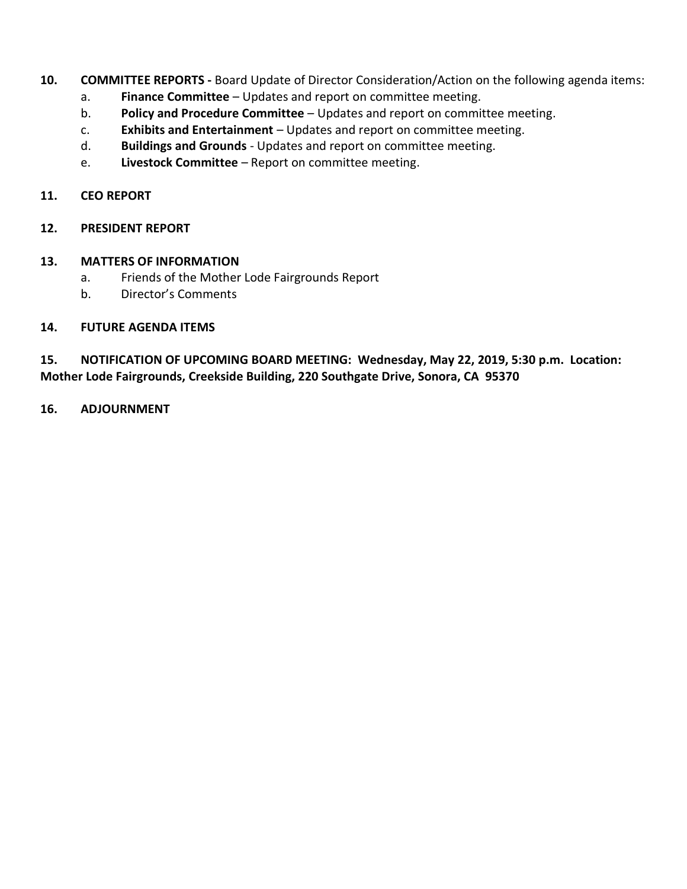10. **COMMITTEE REPORTS -** Board Update of Director Consideration/Action on the following agenda items:
    a. **Finance Committee** – Updates and report on committee meeting.
    b. **Policy and Procedure Committee** – Updates and report on committee meeting.
    c. **Exhibits and Entertainment** – Updates and report on committee meeting.
    d. **Buildings and Grounds** - Updates and report on committee meeting.
    e. **Livestock Committee** – Report on committee meeting.

11. **CEO REPORT**

12. **PRESIDENT REPORT**

13. **MATTERS OF INFORMATION**
    a. Friends of the Mother Lode Fairgrounds Report
    b. Director's Comments

14. **FUTURE AGENDA ITEMS**

15. **NOTIFICATION OF UPCOMING BOARD MEETING: Wednesday, May 22, 2019, 5:30 p.m. Location: Mother Lode Fairgrounds, Creekside Building, 220 Southgate Drive, Sonora, CA 95370**

16. **ADJOURNMENT**